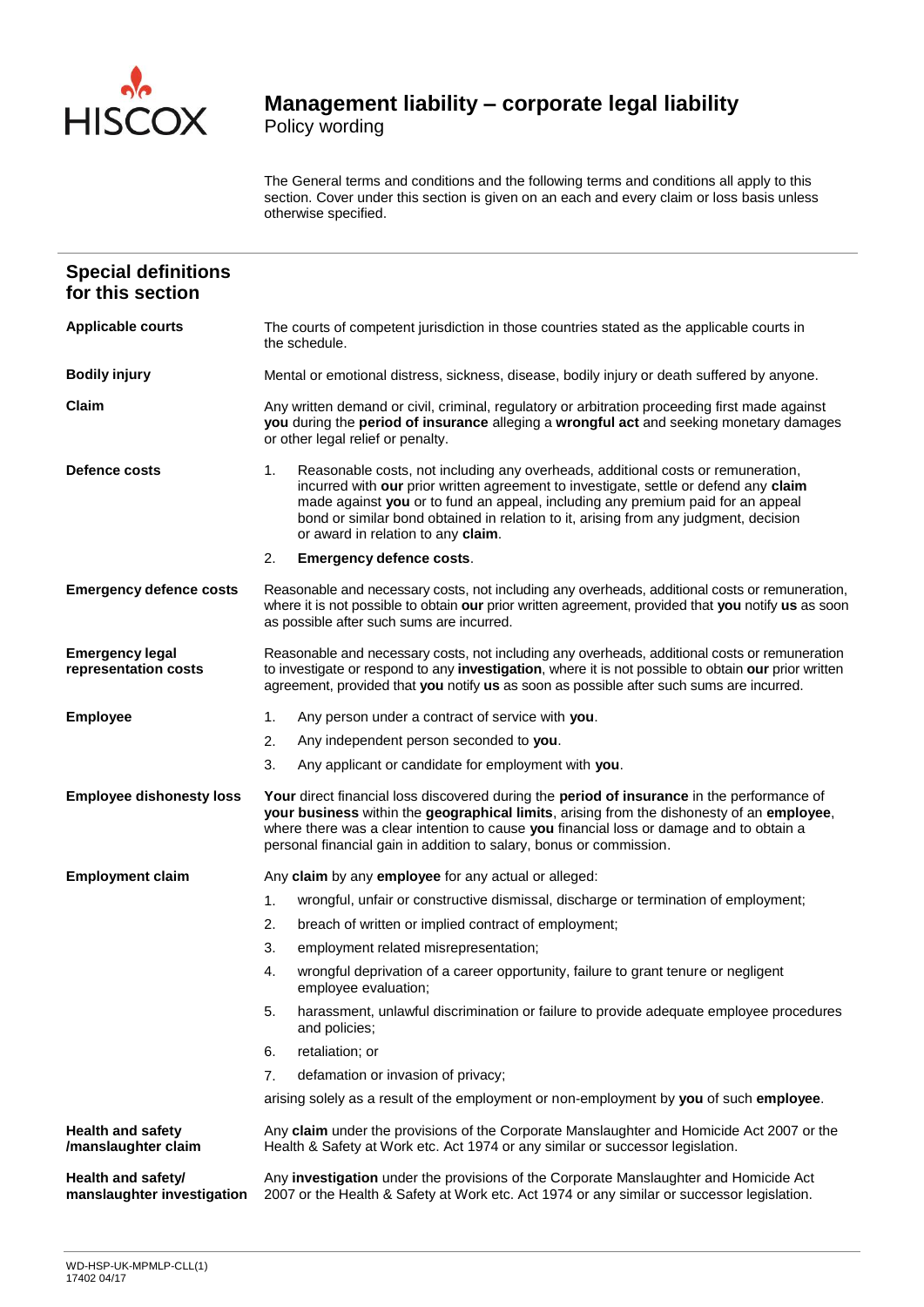HISCOX

# Management liability – corporate legal liability

Policy wording

The General terms and conditions and the following terms and conditions all apply to this section. Cover under this section is given on an each and every claim or loss basis unless otherwise specified.

## Special definitions for this section

**Applicable courts**

The courts of competent jurisdiction in those countries stated as the applicable courts in the schedule.

**Bodily injury**

Mental or emotional distress, sickness, disease, bodily injury or death suffered by anyone.

**Claim**

Any written demand or civil, criminal, regulatory or arbitration proceeding first made against **you** during the **period of insurance** alleging a **wrongful act** and seeking monetary damages or other legal relief or penalty.

**Defence costs**

1. Reasonable costs, not including any overheads, additional costs or remuneration, incurred with **our** prior written agreement to investigate, settle or defend any **claim** made against **you** or to fund an appeal, including any premium paid for an appeal bond or similar bond obtained in relation to it, arising from any judgment, decision or award in relation to any **claim**.
2. **Emergency defence costs**.

**Emergency defence costs**

Reasonable and necessary costs, not including any overheads, additional costs or remuneration, where it is not possible to obtain **our** prior written agreement, provided that **you** notify **us** as soon as possible after such sums are incurred.

**Emergency legal representation costs**

Reasonable and necessary costs, not including any overheads, additional costs or remuneration to investigate or respond to any **investigation**, where it is not possible to obtain **our** prior written agreement, provided that **you** notify **us** as soon as possible after such sums are incurred.

**Employee**

1. Any person under a contract of service with **you**.
2. Any independent person seconded to **you**.
3. Any applicant or candidate for employment with **you**.

**Employee dishonesty loss**

**Your** direct financial loss discovered during the **period of insurance** in the performance of **your business** within the **geographical limits**, arising from the dishonesty of an **employee**, where there was a clear intention to cause **you** financial loss or damage and to obtain a personal financial gain in addition to salary, bonus or commission.

**Employment claim**

Any **claim** by any **employee** for any actual or alleged:

1. wrongful, unfair or constructive dismissal, discharge or termination of employment;
2. breach of written or implied contract of employment;
3. employment related misrepresentation;
4. wrongful deprivation of a career opportunity, failure to grant tenure or negligent employee evaluation;
5. harassment, unlawful discrimination or failure to provide adequate employee procedures and policies;
6. retaliation; or
7. defamation or invasion of privacy;

arising solely as a result of the employment or non-employment by **you** of such **employee**.

**Health and safety /manslaughter claim**

Any **claim** under the provisions of the Corporate Manslaughter and Homicide Act 2007 or the Health & Safety at Work etc. Act 1974 or any similar or successor legislation.

**Health and safety/ manslaughter investigation**

Any **investigation** under the provisions of the Corporate Manslaughter and Homicide Act 2007 or the Health & Safety at Work etc. Act 1974 or any similar or successor legislation.

WD-HSP-UK-MPMLP-CLL(1)
17402 04/17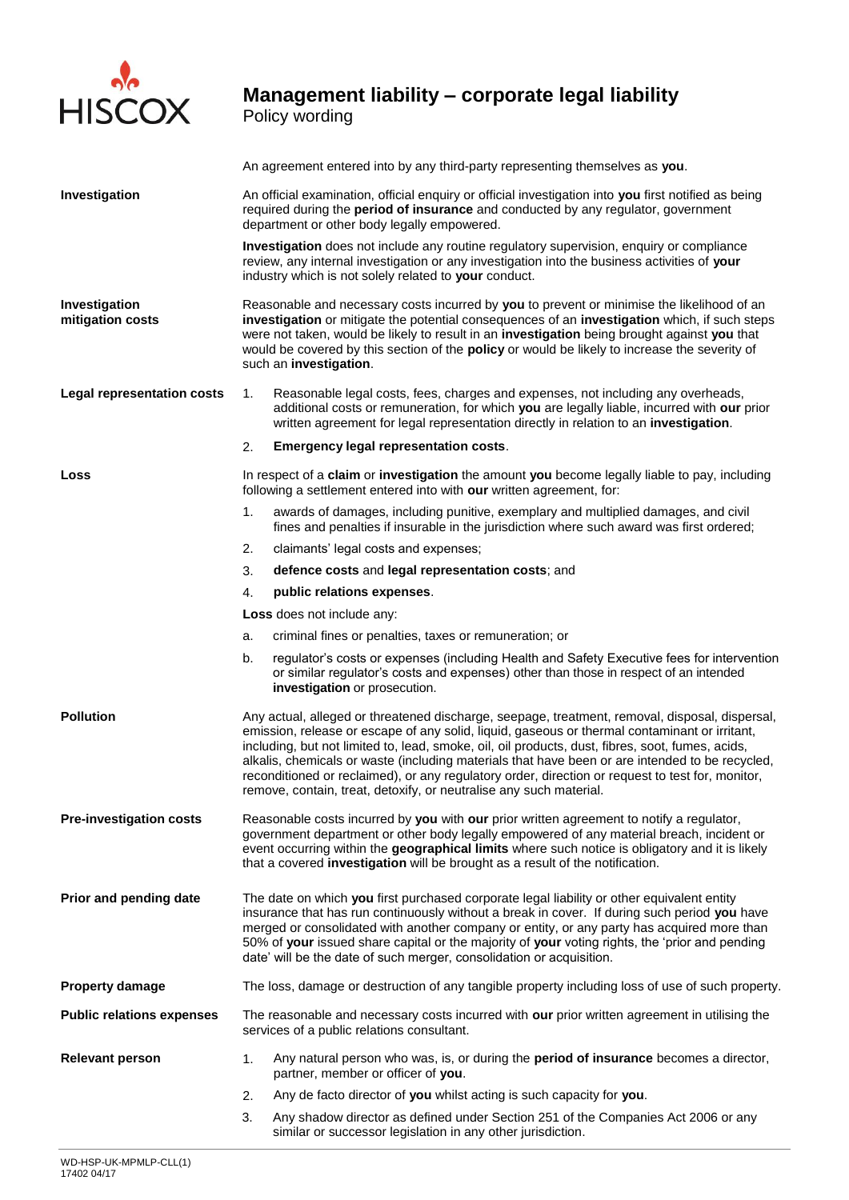An agreement entered into by any third-party representing themselves as **you**.

**Investigation**

An official examination, official enquiry or official investigation into **you** first notified as being required during the **period of insurance** and conducted by any regulator, government department or other body legally empowered.

**Investigation** does not include any routine regulatory supervision, enquiry or compliance review, any internal investigation or any investigation into the business activities of **your** industry which is not solely related to **your** conduct.

**Investigation mitigation costs**

Reasonable and necessary costs incurred by **you** to prevent or minimise the likelihood of an **investigation** or mitigate the potential consequences of an **investigation** which, if such steps were not taken, would be likely to result in an **investigation** being brought against **you** that would be covered by this section of the **policy** or would be likely to increase the severity of such an **investigation**.

**Legal representation costs**

1. Reasonable legal costs, fees, charges and expenses, not including any overheads, additional costs or remuneration, for which **you** are legally liable, incurred with **our** prior written agreement for legal representation directly in relation to an **investigation**.
2. **Emergency legal representation costs**.

**Loss**

In respect of a **claim** or **investigation** the amount **you** become legally liable to pay, including following a settlement entered into with **our** written agreement, for:

1. awards of damages, including punitive, exemplary and multiplied damages, and civil fines and penalties if insurable in the jurisdiction where such award was first ordered;
2. claimants' legal costs and expenses;
3. **defence costs** and **legal representation costs**; and
4. **public relations expenses**.

**Loss** does not include any:

a. criminal fines or penalties, taxes or remuneration; or

b. regulator's costs or expenses (including Health and Safety Executive fees for intervention or similar regulator's costs and expenses) other than those in respect of an intended **investigation** or prosecution.

**Pollution**

Any actual, alleged or threatened discharge, seepage, treatment, removal, disposal, dispersal, emission, release or escape of any solid, liquid, gaseous or thermal contaminant or irritant, including, but not limited to, lead, smoke, oil, oil products, dust, fibres, soot, fumes, acids, alkalis, chemicals or waste (including materials that have been or are intended to be recycled, reconditioned or reclaimed), or any regulatory order, direction or request to test for, monitor, remove, contain, treat, detoxify, or neutralise any such material.

**Pre-investigation costs**

Reasonable costs incurred by **you** with **our** prior written agreement to notify a regulator, government department or other body legally empowered of any material breach, incident or event occurring within the **geographical limits** where such notice is obligatory and it is likely that a covered **investigation** will be brought as a result of the notification.

**Prior and pending date**

The date on which **you** first purchased corporate legal liability or other equivalent entity insurance that has run continuously without a break in cover. If during such period **you** have merged or consolidated with another company or entity, or any party has acquired more than 50% of **your** issued share capital or the majority of **your** voting rights, the 'prior and pending date' will be the date of such merger, consolidation or acquisition.

**Property damage**

The loss, damage or destruction of any tangible property including loss of use of such property.

**Public relations expenses**

The reasonable and necessary costs incurred with **our** prior written agreement in utilising the services of a public relations consultant.

**Relevant person**

1. Any natural person who was, is, or during the **period of insurance** becomes a director, partner, member or officer of **you**.
2. Any de facto director of **you** whilst acting is such capacity for **you**.
3. Any shadow director as defined under Section 251 of the Companies Act 2006 or any similar or successor legislation in any other jurisdiction.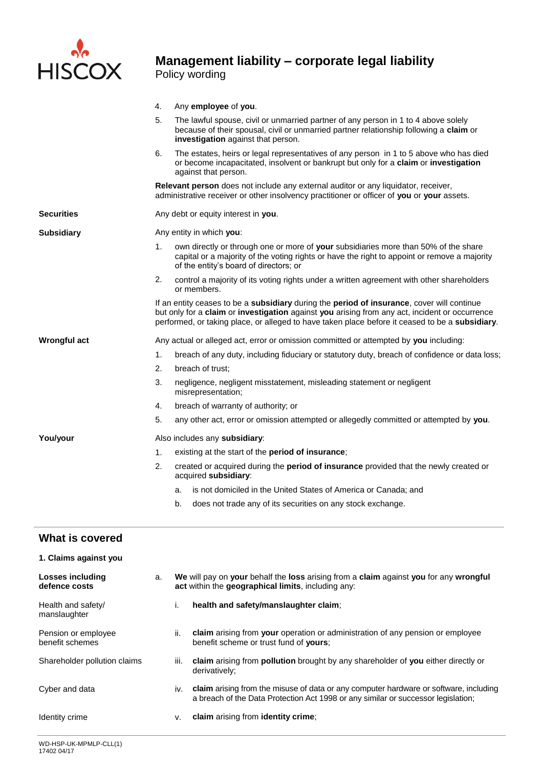4. Any **employee** of **you**.
5. The lawful spouse, civil or unmarried partner of any person in 1 to 4 above solely because of their spousal, civil or unmarried partner relationship following a **claim** or **investigation** against that person.
6. The estates, heirs or legal representatives of any person in 1 to 5 above who has died or become incapacitated, insolvent or bankrupt but only for a **claim** or **investigation** against that person.

**Relevant person** does not include any external auditor or any liquidator, receiver, administrative receiver or other insolvency practitioner or officer of **you** or **your** assets.

**Securities**

Any debt or equity interest in **you**.

**Subsidiary**

Any entity in which **you**:

1. own directly or through one or more of **your** subsidiaries more than 50% of the share capital or a majority of the voting rights or have the right to appoint or remove a majority of the entity's board of directors; or
2. control a majority of its voting rights under a written agreement with other shareholders or members.

If an entity ceases to be a **subsidiary** during the **period of insurance**, cover will continue but only for a **claim** or **investigation** against **you** arising from any act, incident or occurrence performed, or taking place, or alleged to have taken place before it ceased to be a **subsidiary**.

**Wrongful act**

Any actual or alleged act, error or omission committed or attempted by **you** including:

1. breach of any duty, including fiduciary or statutory duty, breach of confidence or data loss;
2. breach of trust;
3. negligence, negligent misstatement, misleading statement or negligent misrepresentation;
4. breach of warranty of authority; or
5. any other act, error or omission attempted or allegedly committed or attempted by **you**.

**You/your**

Also includes any **subsidiary**:

1. existing at the start of the **period of insurance**;
2. created or acquired during the **period of insurance** provided that the newly created or acquired **subsidiary**:
   a. is not domiciled in the United States of America or Canada; and
   b. does not trade any of its securities on any stock exchange.

## What is covered

### 1. Claims against you

**Losses including defence costs**

a. **We** will pay on **your** behalf the **loss** arising from a **claim** against **you** for any **wrongful act** within the **geographical limits**, including any:

Health and safety/ manslaughter

i. **health and safety/manslaughter claim**;

Pension or employee benefit schemes

ii. **claim** arising from **your** operation or administration of any pension or employee benefit scheme or trust fund of **yours**;

Shareholder pollution claims

iii. **claim** arising from **pollution** brought by any shareholder of **you** either directly or derivatively;

Cyber and data

iv. **claim** arising from the misuse of data or any computer hardware or software, including a breach of the Data Protection Act 1998 or any similar or successor legislation;

Identity crime

v. **claim** arising from **identity crime**;

WD-HSP-UK-MPMLP-CLL(1)
17402 04/17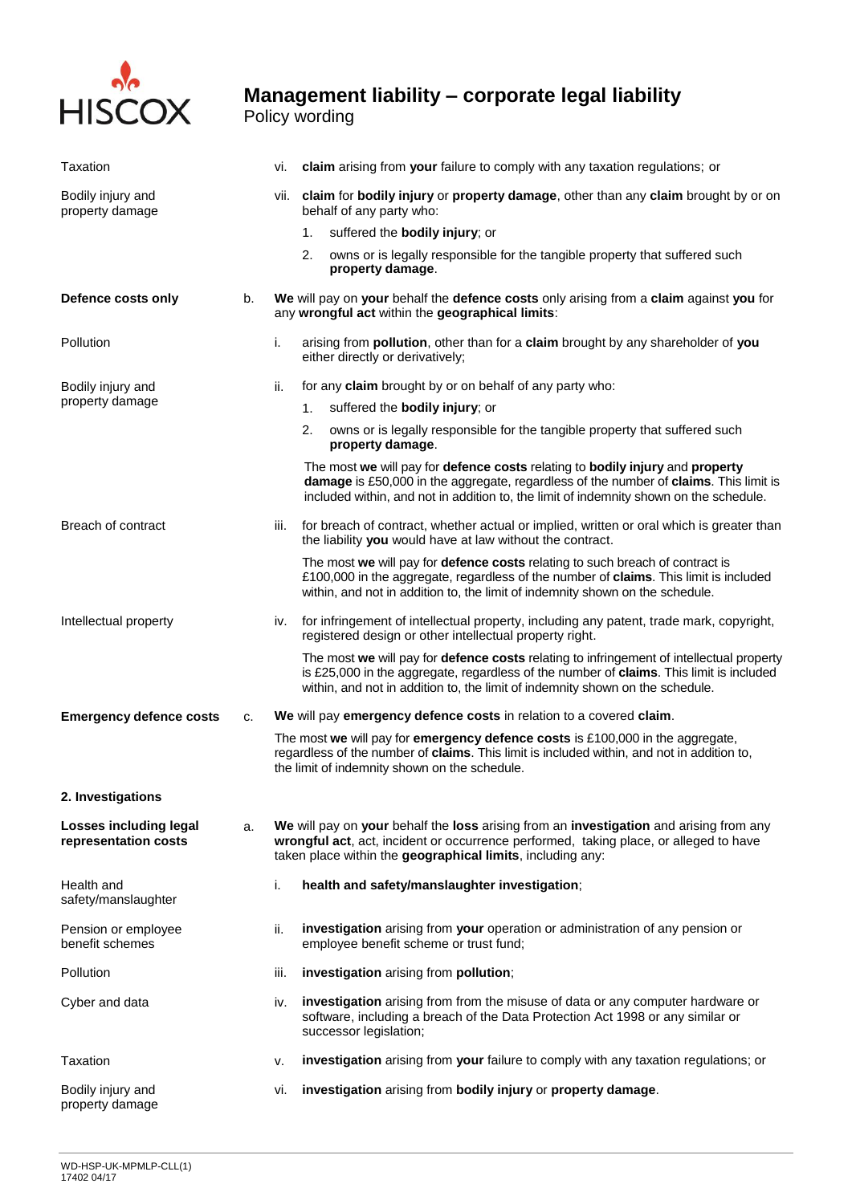# Management liability – corporate legal liability

Policy wording

Taxation

vi. **claim** arising from **your** failure to comply with any taxation regulations; or

Bodily injury and property damage

vii. **claim** for **bodily injury** or **property damage**, other than any **claim** brought by or on behalf of any party who:

1. suffered the **bodily injury**; or
2. owns or is legally responsible for the tangible property that suffered such **property damage**.

**Defence costs only**

b. **We** will pay on **your** behalf the **defence costs** only arising from a **claim** against **you** for any **wrongful act** within the **geographical limits**:

Pollution

i. arising from **pollution**, other than for a **claim** brought by any shareholder of **you** either directly or derivatively;

Bodily injury and property damage

ii. for any **claim** brought by or on behalf of any party who:

1. suffered the **bodily injury**; or
2. owns or is legally responsible for the tangible property that suffered such **property damage**.

The most **we** will pay for **defence costs** relating to **bodily injury** and **property damage** is £50,000 in the aggregate, regardless of the number of **claims**. This limit is included within, and not in addition to, the limit of indemnity shown on the schedule.

Breach of contract

iii. for breach of contract, whether actual or implied, written or oral which is greater than the liability **you** would have at law without the contract.

The most **we** will pay for **defence costs** relating to such breach of contract is £100,000 in the aggregate, regardless of the number of **claims**. This limit is included within, and not in addition to, the limit of indemnity shown on the schedule.

Intellectual property

iv. for infringement of intellectual property, including any patent, trade mark, copyright, registered design or other intellectual property right.

The most **we** will pay for **defence costs** relating to infringement of intellectual property is £25,000 in the aggregate, regardless of the number of **claims**. This limit is included within, and not in addition to, the limit of indemnity shown on the schedule.

**Emergency defence costs**

c. **We** will pay **emergency defence costs** in relation to a covered **claim**.

The most **we** will pay for **emergency defence costs** is £100,000 in the aggregate, regardless of the number of **claims**. This limit is included within, and not in addition to, the limit of indemnity shown on the schedule.

## 2. Investigations

**Losses including legal representation costs**

a. **We** will pay on **your** behalf the **loss** arising from an **investigation** and arising from any **wrongful act**, act, incident or occurrence performed, taking place, or alleged to have taken place within the **geographical limits**, including any:

Health and safety/manslaughter

i. **health and safety/manslaughter investigation**;

Pension or employee benefit schemes

ii. **investigation** arising from **your** operation or administration of any pension or employee benefit scheme or trust fund;

Pollution

iii. **investigation** arising from **pollution**;

Cyber and data

iv. **investigation** arising from from the misuse of data or any computer hardware or software, including a breach of the Data Protection Act 1998 or any similar or successor legislation;

Taxation

v. **investigation** arising from **your** failure to comply with any taxation regulations; or

Bodily injury and property damage

vi. **investigation** arising from **bodily injury** or **property damage**.

WD-HSP-UK-MPMLP-CLL(1)
17402 04/17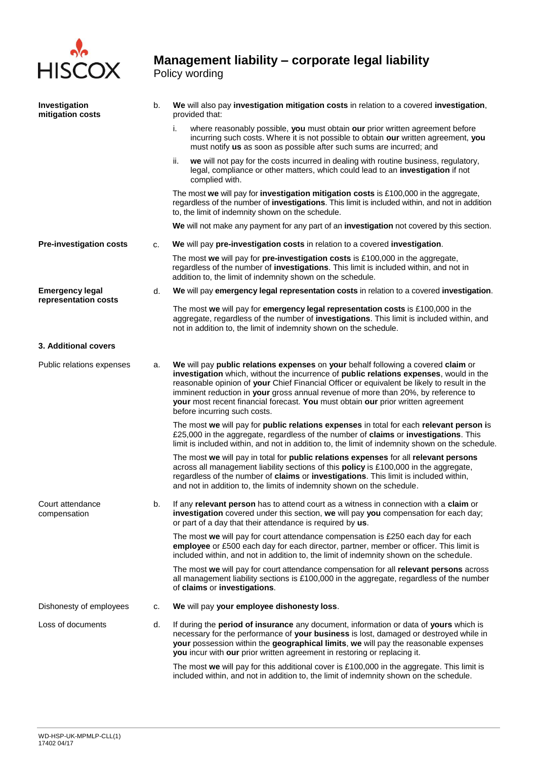**Investigation mitigation costs**

b. **We** will also pay **investigation mitigation costs** in relation to a covered **investigation**, provided that:

i. where reasonably possible, **you** must obtain **our** prior written agreement before incurring such costs. Where it is not possible to obtain **our** written agreement, **you** must notify **us** as soon as possible after such sums are incurred; and

ii. **we** will not pay for the costs incurred in dealing with routine business, regulatory, legal, compliance or other matters, which could lead to an **investigation** if not complied with.

The most **we** will pay for **investigation mitigation costs** is £100,000 in the aggregate, regardless of the number of **investigations**. This limit is included within, and not in addition to, the limit of indemnity shown on the schedule.

**We** will not make any payment for any part of an **investigation** not covered by this section.

**Pre-investigation costs**

c. **We** will pay **pre-investigation costs** in relation to a covered **investigation**.

The most **we** will pay for **pre-investigation costs** is £100,000 in the aggregate, regardless of the number of **investigations**. This limit is included within, and not in addition to, the limit of indemnity shown on the schedule.

**Emergency legal representation costs**

d. **We** will pay **emergency legal representation costs** in relation to a covered **investigation**.

The most **we** will pay for **emergency legal representation costs** is £100,000 in the aggregate, regardless of the number of **investigations**. This limit is included within, and not in addition to, the limit of indemnity shown on the schedule.

## 3. Additional covers

Public relations expenses

a. **We** will pay **public relations expenses** on **your** behalf following a covered **claim** or **investigation** which, without the incurrence of **public relations expenses**, would in the reasonable opinion of **your** Chief Financial Officer or equivalent be likely to result in the imminent reduction in **your** gross annual revenue of more than 20%, by reference to **your** most recent financial forecast. **You** must obtain **our** prior written agreement before incurring such costs.

The most **we** will pay for **public relations expenses** in total for each **relevant person** is £25,000 in the aggregate, regardless of the number of **claims** or **investigations**. This limit is included within, and not in addition to, the limit of indemnity shown on the schedule.

The most **we** will pay in total for **public relations expenses** for all **relevant persons** across all management liability sections of this **policy** is £100,000 in the aggregate, regardless of the number of **claims** or **investigations**. This limit is included within, and not in addition to, the limits of indemnity shown on the schedule.

Court attendance compensation

b. If any **relevant person** has to attend court as a witness in connection with a **claim** or **investigation** covered under this section, **we** will pay **you** compensation for each day; or part of a day that their attendance is required by **us**.

The most **we** will pay for court attendance compensation is £250 each day for each **employee** or £500 each day for each director, partner, member or officer. This limit is included within, and not in addition to, the limit of indemnity shown on the schedule.

The most **we** will pay for court attendance compensation for all **relevant persons** across all management liability sections is £100,000 in the aggregate, regardless of the number of **claims** or **investigations**.

Dishonesty of employees

c. **We** will pay **your employee dishonesty loss**.

Loss of documents

d. If during the **period of insurance** any document, information or data of **yours** which is necessary for the performance of **your business** is lost, damaged or destroyed while in **your** possession within the **geographical limits**, **we** will pay the reasonable expenses **you** incur with **our** prior written agreement in restoring or replacing it.

The most **we** will pay for this additional cover is £100,000 in the aggregate. This limit is included within, and not in addition to, the limit of indemnity shown on the schedule.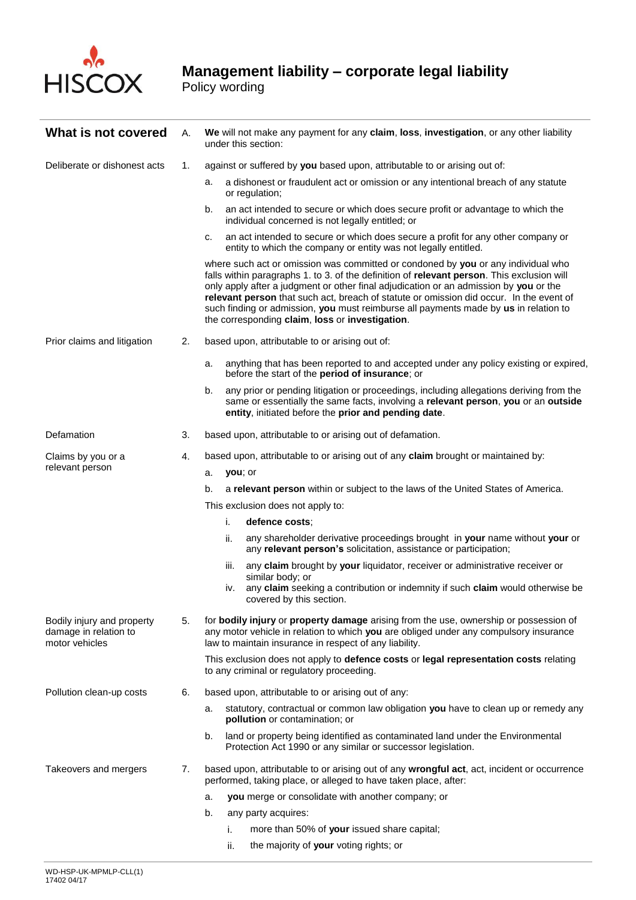# Management liability – corporate legal liability

Policy wording

## What is not covered

A. **We** will not make any payment for any **claim**, **loss**, **investigation**, or any other liability under this section:

**Deliberate or dishonest acts**

1. against or suffered by **you** based upon, attributable to or arising out of:

   a. a dishonest or fraudulent act or omission or any intentional breach of any statute or regulation;

   b. an act intended to secure or which does secure profit or advantage to which the individual concerned is not legally entitled;

   c. an act intended to secure or which does secure a profit for any other company or entity to which the company or entity was not legally entitled.

   where such act or omission was committed or condoned by **you** or any individual who falls within paragraphs 1. to 3. of the definition of **relevant person**. This exclusion will only apply after a judgment or other final adjudication or an admission by **you** or the **relevant person** that such act, breach of statute or omission did occur. In the event of such finding or admission, **you** must reimburse all payments made by **us** in relation to the corresponding **claim**, **loss** or **investigation**.

**Prior claims and litigation**

2. based upon, attributable to or arising out of:

   a. anything that has been reported to and accepted under any policy existing or expired, before the start of the **period of insurance**; or

   b. any prior or pending litigation or proceedings, including allegations deriving from the same or essentially the same facts, involving a **relevant person**, **you** or an **outside entity**, initiated before the **prior and pending date**.

**Defamation**

3. based upon, attributable to or arising out of defamation.

**Claims by you or a relevant person**

4. based upon, attributable to or arising out of any **claim** brought or maintained by:

   a. **you**; or

   b. a **relevant person** within or subject to the laws of the United States of America.

   This exclusion does not apply to:

   i. **defence costs**;

   ii. any shareholder derivative proceedings brought in **your** name without **your** or any **relevant person's** solicitation, assistance or participation;

   iii. any **claim** brought by **your** liquidator, receiver or administrative receiver or similar body; or

   iv. any **claim** seeking a contribution or indemnity if such **claim** would otherwise be covered by this section.

**Bodily injury and property damage in relation to motor vehicles**

5. for **bodily injury** or **property damage** arising from the use, ownership or possession of any motor vehicle in relation to which **you** are obliged under any compulsory insurance law to maintain insurance in respect of any liability.

   This exclusion does not apply to **defence costs** or **legal representation costs** relating to any criminal or regulatory proceeding.

**Pollution clean-up costs**

6. based upon, attributable to or arising out of any:

   a. statutory, contractual or common law obligation **you** have to clean up or remedy any **pollution** or contamination; or

   b. land or property being identified as contaminated land under the Environmental Protection Act 1990 or any similar or successor legislation.

**Takeovers and mergers**

7. based upon, attributable to or arising out of any **wrongful act**, act, incident or occurrence performed, taking place, or alleged to have taken place, after:

   a. **you** merge or consolidate with another company; or

   b. any party acquires:

      i. more than 50% of **your** issued share capital;

      ii. the majority of **your** voting rights; or

WD-HSP-UK-MPMLP-CLL(1)
17402 04/17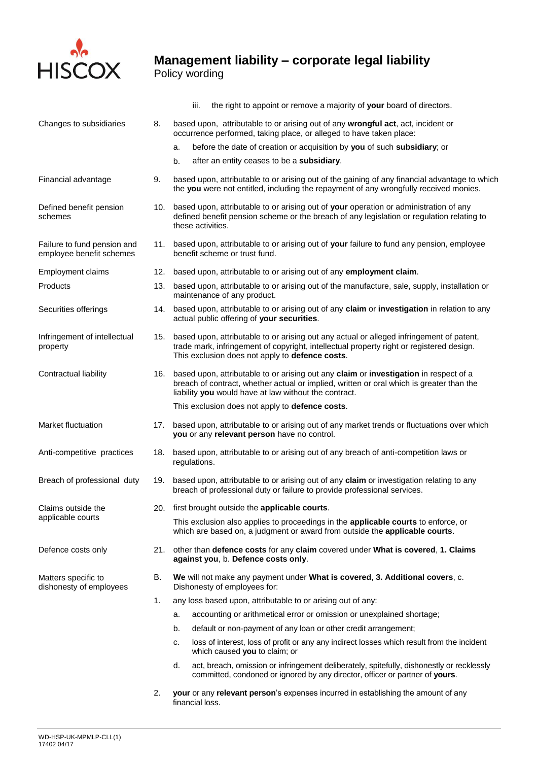iii. the right to appoint or remove a majority of **your** board of directors.

Changes to subsidiaries

8. based upon, attributable to or arising out of any **wrongful act**, act, incident or occurrence performed, taking place, or alleged to have taken place:
   a. before the date of creation or acquisition by **you** of such **subsidiary**; or
   b. after an entity ceases to be a **subsidiary**.

Financial advantage

9. based upon, attributable to or arising out of the gaining of any financial advantage to which the **you** were not entitled, including the repayment of any wrongfully received monies.

Defined benefit pension schemes

10. based upon, attributable to or arising out of **your** operation or administration of any defined benefit pension scheme or the breach of any legislation or regulation relating to these activities.

Failure to fund pension and employee benefit schemes

11. based upon, attributable to or arising out of **your** failure to fund any pension, employee benefit scheme or trust fund.

Employment claims

12. based upon, attributable to or arising out of any **employment claim**.

Products

13. based upon, attributable to or arising out of the manufacture, sale, supply, installation or maintenance of any product.

Securities offerings

14. based upon, attributable to or arising out of any **claim** or **investigation** in relation to any actual public offering of **your securities**.

Infringement of intellectual property

15. based upon, attributable to or arising out any actual or alleged infringement of patent, trade mark, infringement of copyright, intellectual property right or registered design. This exclusion does not apply to **defence costs**.

Contractual liability

16. based upon, attributable to or arising out any **claim** or **investigation** in respect of a breach of contract, whether actual or implied, written or oral which is greater than the liability **you** would have at law without the contract.

    This exclusion does not apply to **defence costs**.

Market fluctuation

17. based upon, attributable to or arising out of any market trends or fluctuations over which **you** or any **relevant person** have no control.

Anti-competitive practices

18. based upon, attributable to or arising out of any breach of anti-competition laws or regulations.

Breach of professional duty

19. based upon, attributable to or arising out of any **claim** or investigation relating to any breach of professional duty or failure to provide professional services.

Claims outside the applicable courts

20. first brought outside the **applicable courts**.

    This exclusion also applies to proceedings in the **applicable courts** to enforce, or which are based on, a judgment or award from outside the **applicable courts**.

Defence costs only

21. other than **defence costs** for any **claim** covered under **What is covered**, **1. Claims against you**, **b. Defence costs only**.

Matters specific to dishonesty of employees

B. **We** will not make any payment under **What is covered**, **3. Additional covers**, **c.** Dishonesty of employees for:

1. any loss based upon, attributable to or arising out of any:
   a. accounting or arithmetical error or omission or unexplained shortage;
   b. default or non-payment of any loan or other credit arrangement;
   c. loss of interest, loss of profit or any any indirect losses which result from the incident which caused **you** to claim; or
   d. act, breach, omission or infringement deliberately, spitefully, dishonestly or recklessly committed, condoned or ignored by any director, officer or partner of **yours**.
2. **your** or any **relevant person**'s expenses incurred in establishing the amount of any financial loss.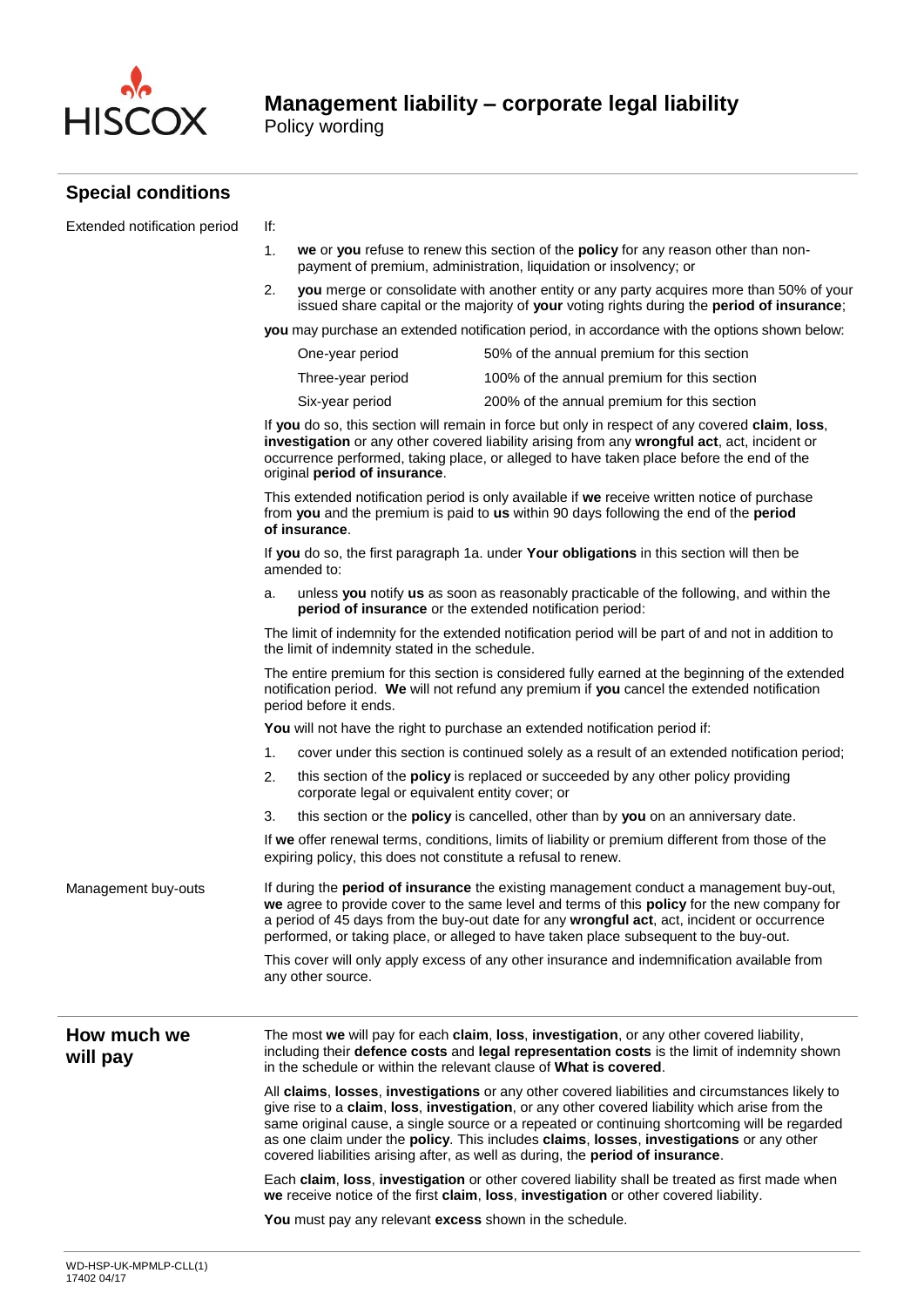# Management liability – corporate legal liability
Policy wording

## Special conditions

**Extended notification period**

If:

1. **we** or **you** refuse to renew this section of the **policy** for any reason other than non-payment of premium, administration, liquidation or insolvency; or
2. **you** merge or consolidate with another entity or any party acquires more than 50% of your issued share capital or the majority of **your** voting rights during the **period of insurance**;

**you** may purchase an extended notification period, in accordance with the options shown below:

| | |
|---|---|
| One-year period | 50% of the annual premium for this section |
| Three-year period | 100% of the annual premium for this section |
| Six-year period | 200% of the annual premium for this section |

If **you** do so, this section will remain in force but only in respect of any covered **claim**, **loss**, **investigation** or any other covered liability arising from any **wrongful act**, act, incident or occurrence performed, taking place, or alleged to have taken place before the end of the original **period of insurance**.

This extended notification period is only available if **we** receive written notice of purchase from **you** and the premium is paid to **us** within 90 days following the end of the **period of insurance**.

If **you** do so, the first paragraph 1a. under **Your obligations** in this section will then be amended to:

a. unless **you** notify **us** as soon as reasonably practicable of the following, and within the **period of insurance** or the extended notification period:

The limit of indemnity for the extended notification period will be part of and not in addition to the limit of indemnity stated in the schedule.

The entire premium for this section is considered fully earned at the beginning of the extended notification period. **We** will not refund any premium if **you** cancel the extended notification period before it ends.

**You** will not have the right to purchase an extended notification period if:

1. cover under this section is continued solely as a result of an extended notification period;
2. this section of the **policy** is replaced or succeeded by any other policy providing corporate legal or equivalent entity cover; or
3. this section or the **policy** is cancelled, other than by **you** on an anniversary date.

If **we** offer renewal terms, conditions, limits of liability or premium different from those of the expiring policy, this does not constitute a refusal to renew.

**Management buy-outs**

If during the **period of insurance** the existing management conduct a management buy-out, **we** agree to provide cover to the same level and terms of this **policy** for the new company for a period of 45 days from the buy-out date for any **wrongful act**, act, incident or occurrence performed, or taking place, or alleged to have taken place subsequent to the buy-out.

This cover will only apply excess of any other insurance and indemnification available from any other source.

## How much we will pay

The most **we** will pay for each **claim**, **loss**, **investigation**, or any other covered liability, including their **defence costs** and **legal representation costs** is the limit of indemnity shown in the schedule or within the relevant clause of **What is covered**.

All **claims**, **losses**, **investigations** or any other covered liabilities and circumstances likely to give rise to a **claim**, **loss**, **investigation**, or any other covered liability which arise from the same original cause, a single source or a repeated or continuing shortcoming will be regarded as one claim under the **policy**. This includes **claims**, **losses**, **investigations** or any other covered liabilities arising after, as well as during, the **period of insurance**.

Each **claim**, **loss**, **investigation** or other covered liability shall be treated as first made when **we** receive notice of the first **claim**, **loss**, **investigation** or other covered liability.

**You** must pay any relevant **excess** shown in the schedule.

WD-HSP-UK-MPMLP-CLL(1)
17402 04/17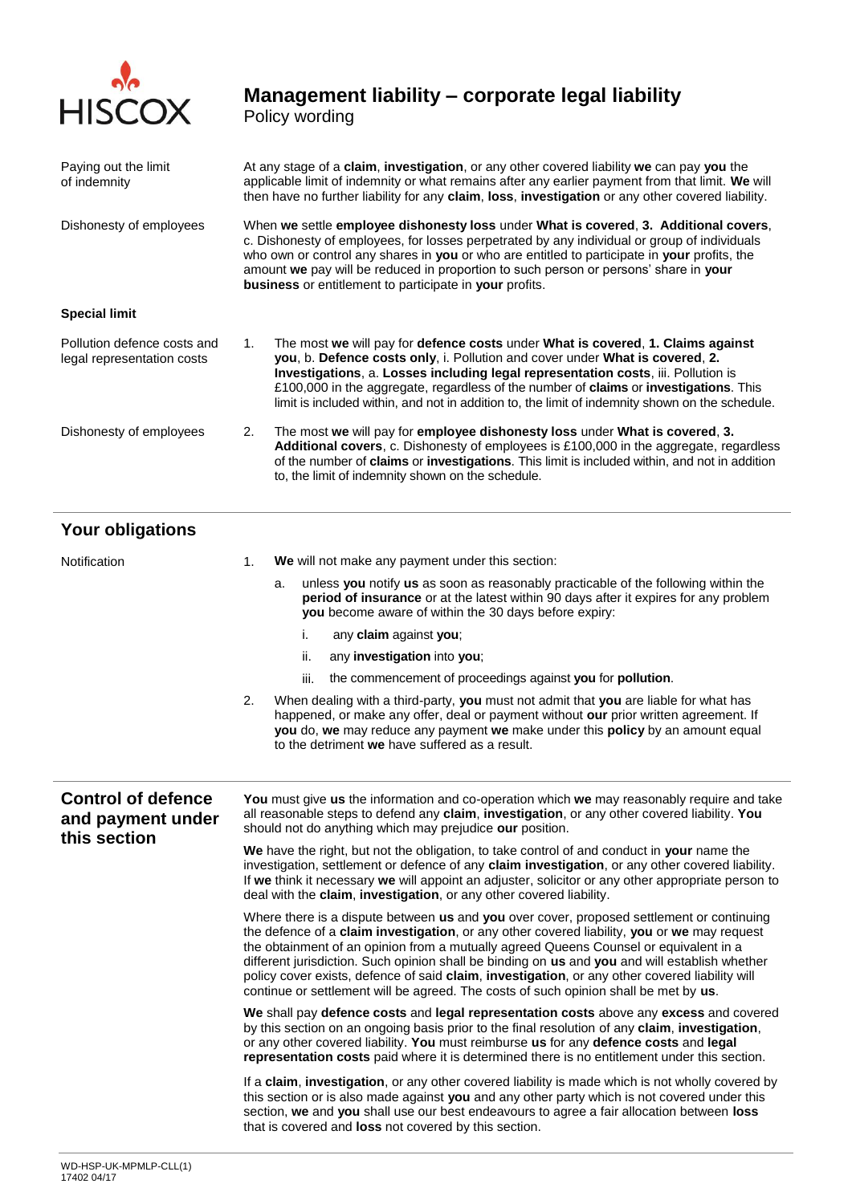# Management liability – corporate legal liability

Policy wording

**Paying out the limit of indemnity**

At any stage of a **claim**, **investigation**, or any other covered liability **we** can pay **you** the applicable limit of indemnity or what remains after any earlier payment from that limit. **We** will then have no further liability for any **claim**, **loss**, **investigation** or any other covered liability.

**Dishonesty of employees**

When **we** settle **employee dishonesty loss** under **What is covered**, **3. Additional covers**, c. Dishonesty of employees, for losses perpetrated by any individual or group of individuals who own or control any shares in **you** or who are entitled to participate in **your** profits, the amount **we** pay will be reduced in proportion to such person or persons' share in **your business** or entitlement to participate in **your** profits.

### Special limit

**Pollution defence costs and legal representation costs**

1. The most **we** will pay for **defence costs** under **What is covered**, **1. Claims against you**, b. **Defence costs only**, i. Pollution and cover under **What is covered**, **2. Investigations**, a. **Losses including legal representation costs**, iii. Pollution is £100,000 in the aggregate, regardless of the number of **claims** or **investigations**. This limit is included within, and not in addition to, the limit of indemnity shown on the schedule.

**Dishonesty of employees**

2. The most **we** will pay for **employee dishonesty loss** under **What is covered**, **3. Additional covers**, c. Dishonesty of employees is £100,000 in the aggregate, regardless of the number of **claims** or **investigations**. This limit is included within, and not in addition to, the limit of indemnity shown on the schedule.

## Your obligations

**Notification**

1. **We** will not make any payment under this section:
   a. unless **you** notify **us** as soon as reasonably practicable of the following within the **period of insurance** or at the latest within 90 days after it expires for any problem **you** become aware of within the 30 days before expiry:
      i. any **claim** against **you**;
      ii. any **investigation** into **you**;
      iii. the commencement of proceedings against **you** for **pollution**.
2. When dealing with a third-party, **you** must not admit that **you** are liable for what has happened, or make any offer, deal or payment without **our** prior written agreement. If **you** do, **we** may reduce any payment **we** make under this **policy** by an amount equal to the detriment **we** have suffered as a result.

## Control of defence and payment under this section

**You** must give **us** the information and co-operation which **we** may reasonably require and take all reasonable steps to defend any **claim**, **investigation**, or any other covered liability. **You** should not do anything which may prejudice **our** position.

**We** have the right, but not the obligation, to take control of and conduct in **your** name the investigation, settlement or defence of any **claim investigation**, or any other covered liability. If **we** think it necessary **we** will appoint an adjuster, solicitor or any other appropriate person to deal with the **claim**, **investigation**, or any other covered liability.

Where there is a dispute between **us** and **you** over cover, proposed settlement or continuing the defence of a **claim investigation**, or any other covered liability, **you** or **we** may request the obtainment of an opinion from a mutually agreed Queens Counsel or equivalent in a different jurisdiction. Such opinion shall be binding on **us** and **you** and will establish whether policy cover exists, defence of said **claim**, **investigation**, or any other covered liability will continue or settlement will be agreed. The costs of such opinion shall be met by **us**.

**We** shall pay **defence costs** and **legal representation costs** above any **excess** and covered by this section on an ongoing basis prior to the final resolution of any **claim**, **investigation**, or any other covered liability. **You** must reimburse **us** for any **defence costs** and **legal representation costs** paid where it is determined there is no entitlement under this section.

If a **claim**, **investigation**, or any other covered liability is made which is not wholly covered by this section or is also made against **you** and any other party which is not covered under this section, **we** and **you** shall use our best endeavours to agree a fair allocation between **loss** that is covered and **loss** not covered by this section.

WD-HSP-UK-MPMLP-CLL(1)
17402 04/17